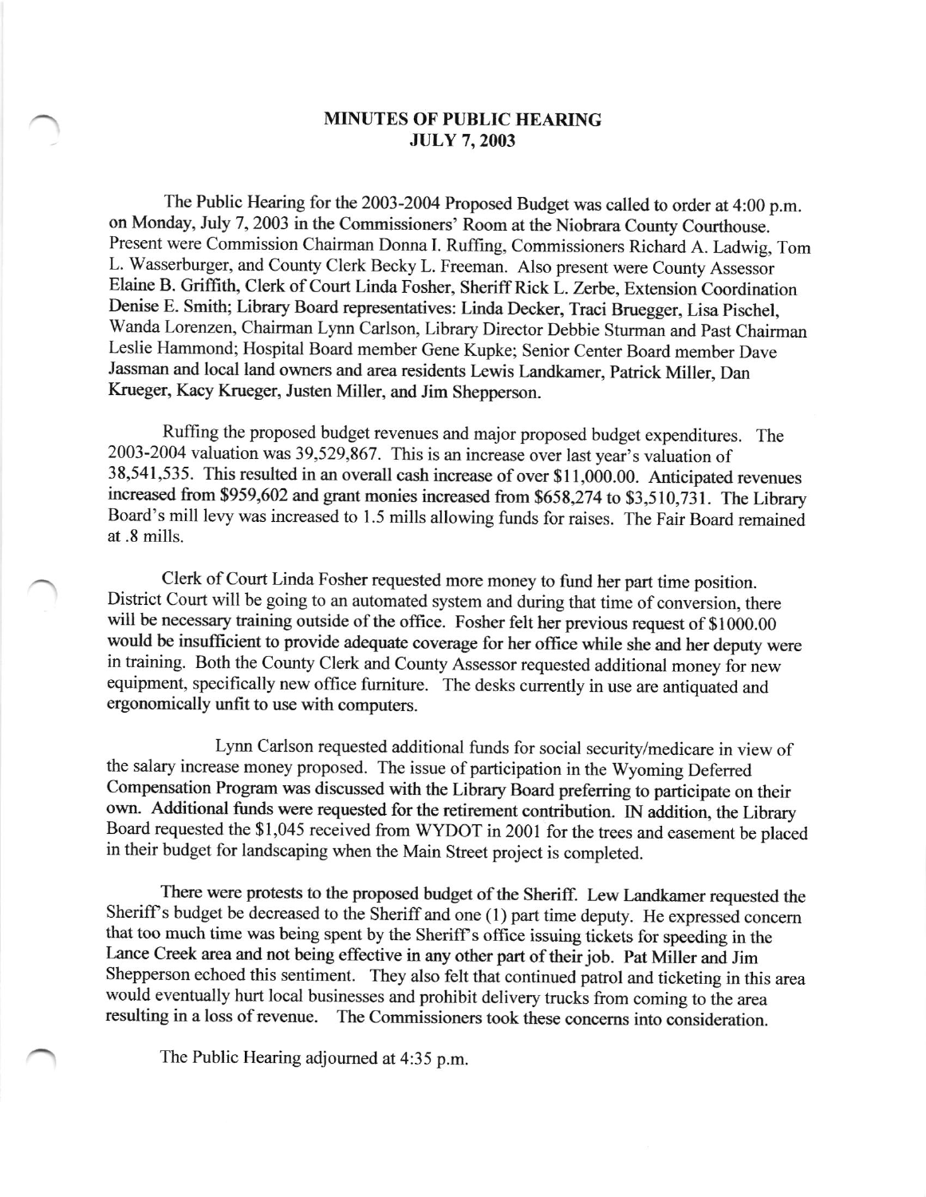# MINUTES OF PUBLIC HEARING
## JULY 7, 2003

The Public Hearing for the 2003-2004 Proposed Budget was called to order at 4:00 p.m. on Monday, July 7, 2003 in the Commissioners' Room at the Niobrara County Courthouse. Present were Commission Chairman Donna I. Ruffing, Commissioners Richard A. Ladwig, Tom L. Wasserburger, and County Clerk Becky L. Freeman. Also present were County Assessor Elaine B. Griffith, Clerk of Court Linda Fosher, Sheriff Rick L. Zerbe, Extension Coordination Denise E. Smith; Library Board representatives: Linda Decker, Traci Bruegger, Lisa Pischel, Wanda Lorenzen, Chairman Lynn Carlson, Library Director Debbie Sturman and Past Chairman Leslie Hammond; Hospital Board member Gene Kupke; Senior Center Board member Dave Jassman and local land owners and area residents Lewis Landkamer, Patrick Miller, Dan Krueger, Kacy Krueger, Justen Miller, and Jim Shepperson.

Ruffing the proposed budget revenues and major proposed budget expenditures. The 2003-2004 valuation was 39,529,867. This is an increase over last year's valuation of 38,541,535. This resulted in an overall cash increase of over $11,000.00. Anticipated revenues increased from $959,602 and grant monies increased from $658,274 to $3,510,731. The Library Board's mill levy was increased to 1.5 mills allowing funds for raises. The Fair Board remained at .8 mills.

Clerk of Court Linda Fosher requested more money to fund her part time position. District Court will be going to an automated system and during that time of conversion, there will be necessary training outside of the office. Fosher felt her previous request of $1000.00 would be insufficient to provide adequate coverage for her office while she and her deputy were in training. Both the County Clerk and County Assessor requested additional money for new equipment, specifically new office furniture. The desks currently in use are antiquated and ergonomically unfit to use with computers.

Lynn Carlson requested additional funds for social security/medicare in view of the salary increase money proposed. The issue of participation in the Wyoming Deferred Compensation Program was discussed with the Library Board preferring to participate on their own. Additional funds were requested for the retirement contribution. IN addition, the Library Board requested the $1,045 received from WYDOT in 2001 for the trees and easement be placed in their budget for landscaping when the Main Street project is completed.

There were protests to the proposed budget of the Sheriff. Lew Landkamer requested the Sheriff's budget be decreased to the Sheriff and one (1) part time deputy. He expressed concern that too much time was being spent by the Sheriff's office issuing tickets for speeding in the Lance Creek area and not being effective in any other part of their job. Pat Miller and Jim Shepperson echoed this sentiment. They also felt that continued patrol and ticketing in this area would eventually hurt local businesses and prohibit delivery trucks from coming to the area resulting in a loss of revenue. The Commissioners took these concerns into consideration.

The Public Hearing adjourned at 4:35 p.m.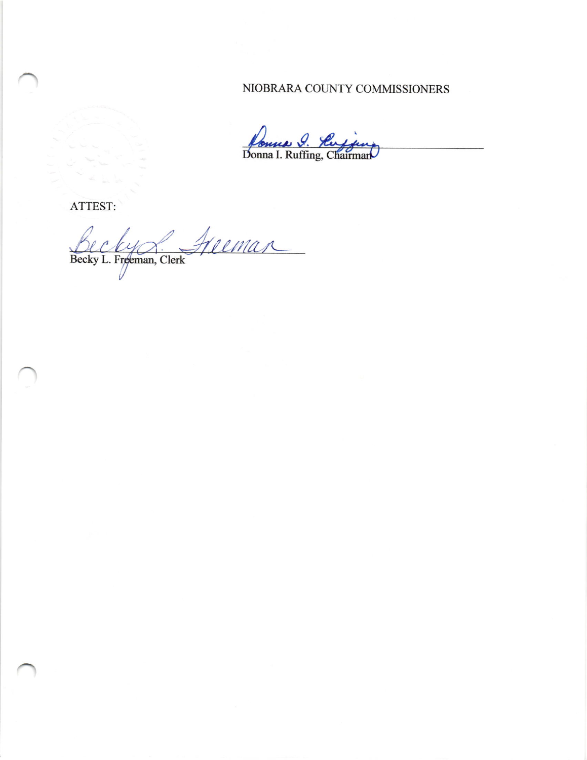NIOBRARA COUNTY COMMISSIONERS

Donna I. Ruffing, Chairman

ATTEST:

Becky L. Freeman, Clerk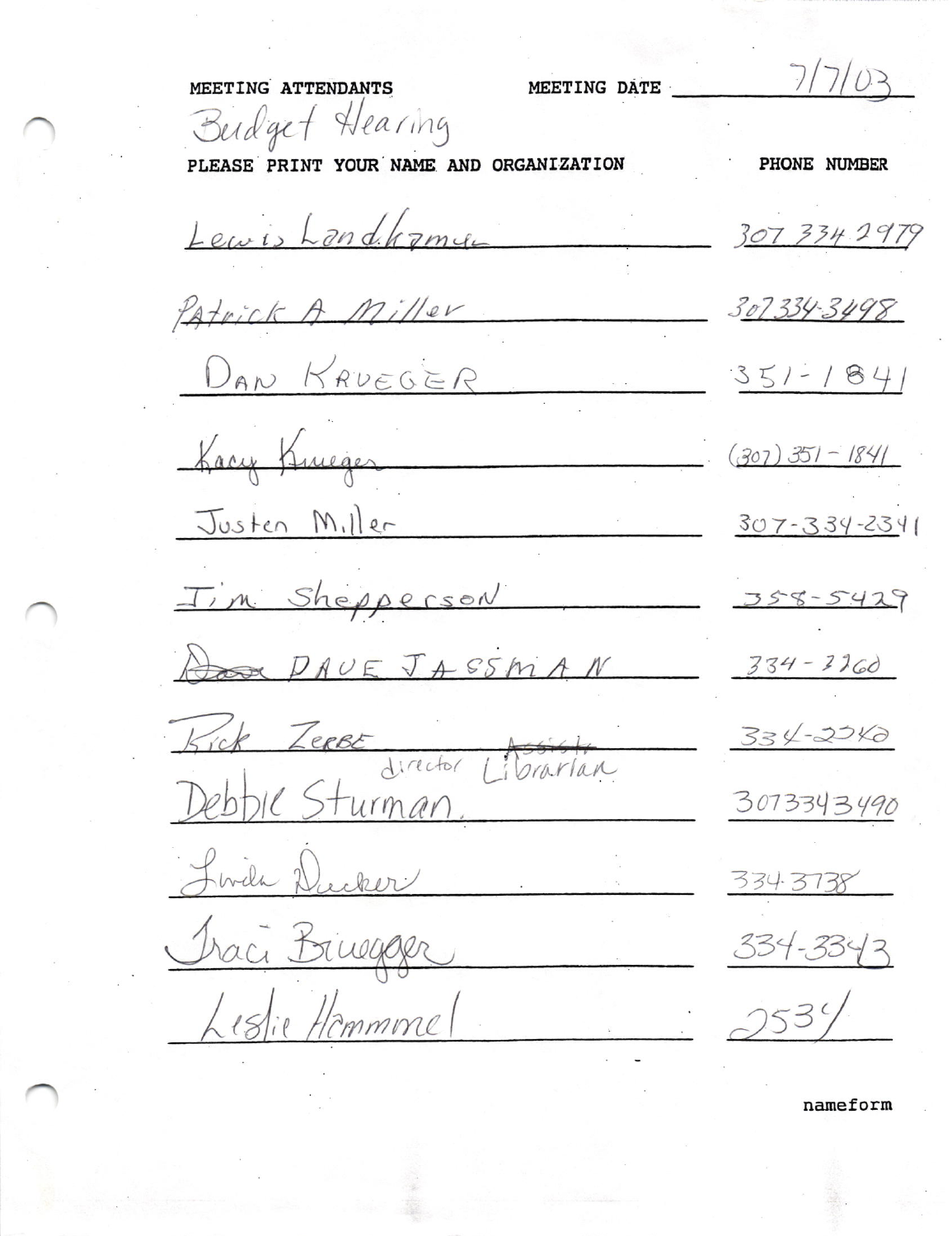MEETING ATTENDANTS MEETING DATE 7/7/03

Budget Hearing

| PLEASE PRINT YOUR NAME AND ORGANIZATION | PHONE NUMBER |
| --- | --- |
| Lewis Landkamer | 307 334 2979 |
| Patrick A Miller | 307 334-3498 |
| DAN KRUEGER | 351-1841 |
| Kacy Krueger | (307) 351-1841 |
| Justen Miller | 307-334-2341 |
| Jim Shepperson | 358-5429 |
| ~~Dave~~ DAVE JASSMAN | 334-2260 |
| Rick Zerbe | 334-2540 |
| Debbie Sturman, ~~Assistant~~ director Librarian | 3073343490 |
| Linda Decker | 334-3738 |
| Traci Brugger | 334-3343 |
| Leslie Hammel | 2534 |

nameform